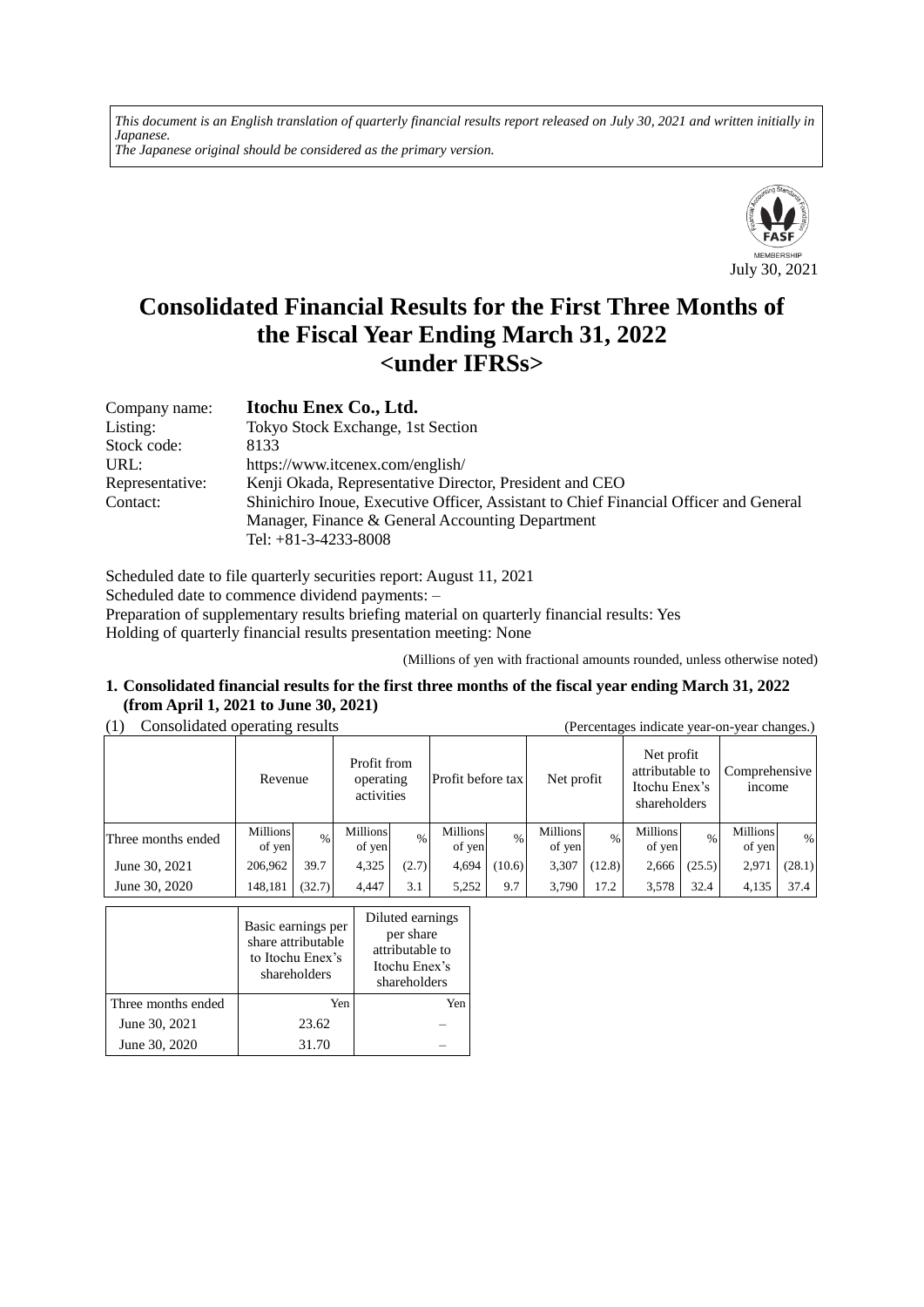*This document is an English translation of quarterly financial results report released on July 30, 2021 and written initially in Japanese.*
*The Japanese original should be considered as the primary version.*

FASF MEMBERSHIP

July 30, 2021

# Consolidated Financial Results for the First Three Months of the Fiscal Year Ending March 31, 2022 <under IFRSs>

| | |
|---|---|
| Company name: | **Itochu Enex Co., Ltd.** |
| Listing: | Tokyo Stock Exchange, 1st Section |
| Stock code: | 8133 |
| URL: | https://www.itcenex.com/english/ |
| Representative: | Kenji Okada, Representative Director, President and CEO |
| Contact: | Shinichiro Inoue, Executive Officer, Assistant to Chief Financial Officer and General Manager, Finance & General Accounting Department<br>Tel: +81-3-4233-8008 |

Scheduled date to file quarterly securities report: August 11, 2021
Scheduled date to commence dividend payments: –
Preparation of supplementary results briefing material on quarterly financial results: Yes
Holding of quarterly financial results presentation meeting: None

(Millions of yen with fractional amounts rounded, unless otherwise noted)

## 1. Consolidated financial results for the first three months of the fiscal year ending March 31, 2022 (from April 1, 2021 to June 30, 2021)

(1) Consolidated operating results (Percentages indicate year-on-year changes.)

| | Revenue | | Profit from operating activities | | Profit before tax | | Net profit | | Net profit attributable to Itochu Enex's shareholders | | Comprehensive income | |
|---|---|---|---|---|---|---|---|---|---|---|---|---|
| Three months ended | Millions of yen | % | Millions of yen | % | Millions of yen | % | Millions of yen | % | Millions of yen | % | Millions of yen | % |
| June 30, 2021 | 206,962 | 39.7 | 4,325 | (2.7) | 4,694 | (10.6) | 3,307 | (12.8) | 2,666 | (25.5) | 2,971 | (28.1) |
| June 30, 2020 | 148,181 | (32.7) | 4,447 | 3.1 | 5,252 | 9.7 | 3,790 | 17.2 | 3,578 | 32.4 | 4,135 | 37.4 |

| | Basic earnings per share attributable to Itochu Enex's shareholders | Diluted earnings per share attributable to Itochu Enex's shareholders |
|---|---|---|
| Three months ended | Yen | Yen |
| June 30, 2021 | 23.62 | – |
| June 30, 2020 | 31.70 | – |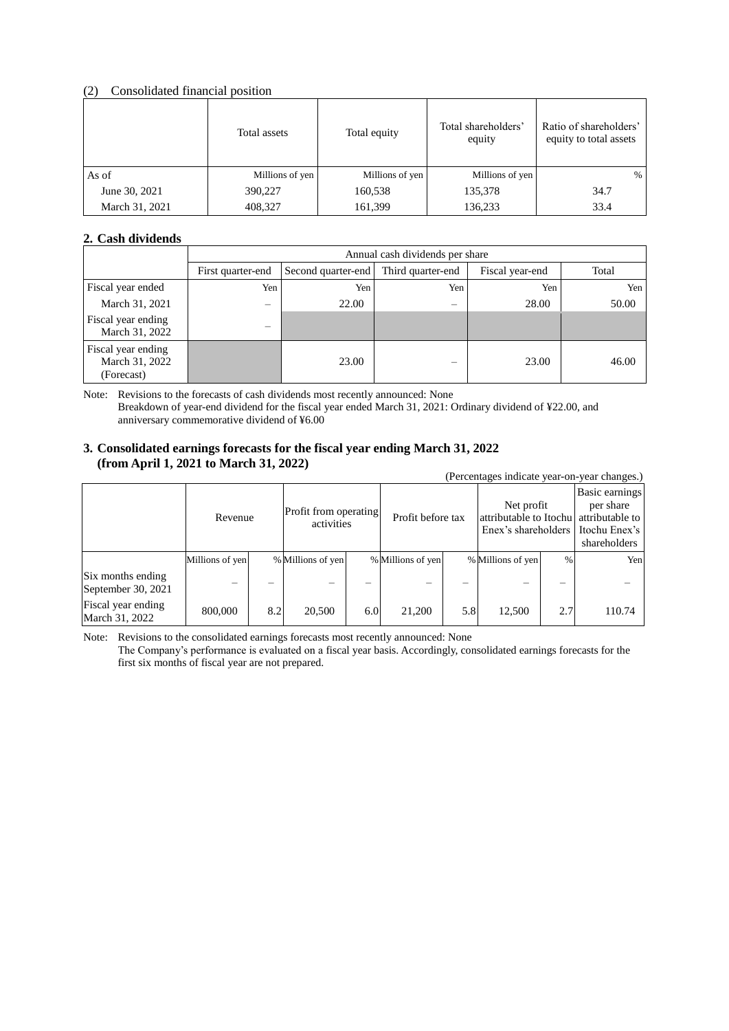(2) Consolidated financial position

| | Total assets | Total equity | Total shareholders' equity | Ratio of shareholders' equity to total assets |
|---|---|---|---|---|
| As of | Millions of yen | Millions of yen | Millions of yen | % |
| June 30, 2021 | 390,227 | 160,538 | 135,378 | 34.7 |
| March 31, 2021 | 408,327 | 161,399 | 136,233 | 33.4 |

## 2. Cash dividends

| | Annual cash dividends per share | | | | |
|---|---|---|---|---|---|
| | First quarter-end | Second quarter-end | Third quarter-end | Fiscal year-end | Total |
| Fiscal year ended | Yen | Yen | Yen | Yen | Yen |
| March 31, 2021 | – | 22.00 | – | 28.00 | 50.00 |
| Fiscal year ending March 31, 2022 | – | | | | |
| Fiscal year ending March 31, 2022 (Forecast) | | 23.00 | – | 23.00 | 46.00 |

Note: Revisions to the forecasts of cash dividends most recently announced: None
Breakdown of year-end dividend for the fiscal year ended March 31, 2021: Ordinary dividend of ¥22.00, and anniversary commemorative dividend of ¥6.00

## 3. Consolidated earnings forecasts for the fiscal year ending March 31, 2022 (from April 1, 2021 to March 31, 2022)

(Percentages indicate year-on-year changes.)

| | Revenue | | Profit from operating activities | | Profit before tax | | Net profit attributable to Itochu Enex's shareholders | | Basic earnings per share attributable to Itochu Enex's shareholders |
|---|---|---|---|---|---|---|---|---|---|
| | Millions of yen | % | Millions of yen | % | Millions of yen | % | Millions of yen | % | Yen |
| Six months ending September 30, 2021 | – | – | – | – | – | – | – | – | – |
| Fiscal year ending March 31, 2022 | 800,000 | 8.2 | 20,500 | 6.0 | 21,200 | 5.8 | 12,500 | 2.7 | 110.74 |

Note: Revisions to the consolidated earnings forecasts most recently announced: None
The Company's performance is evaluated on a fiscal year basis. Accordingly, consolidated earnings forecasts for the first six months of fiscal year are not prepared.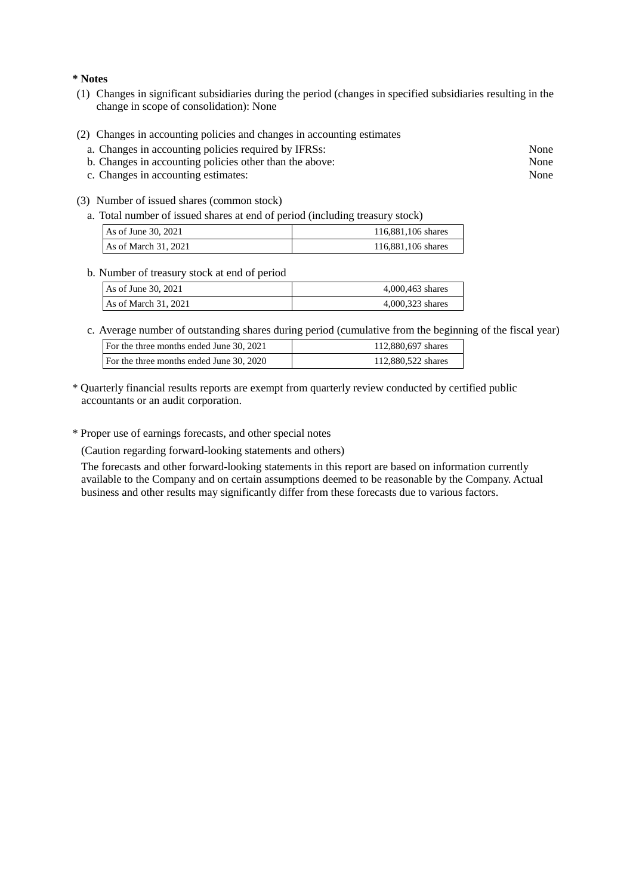**\* Notes**

(1) Changes in significant subsidiaries during the period (changes in specified subsidiaries resulting in the change in scope of consolidation): None

(2) Changes in accounting policies and changes in accounting estimates

a. Changes in accounting policies required by IFRSs: None
b. Changes in accounting policies other than the above: None
c. Changes in accounting estimates: None

(3) Number of issued shares (common stock)

a. Total number of issued shares at end of period (including treasury stock)

| | |
|---|---|
| As of June 30, 2021 | 116,881,106 shares |
| As of March 31, 2021 | 116,881,106 shares |

b. Number of treasury stock at end of period

| | |
|---|---|
| As of June 30, 2021 | 4,000,463 shares |
| As of March 31, 2021 | 4,000,323 shares |

c. Average number of outstanding shares during period (cumulative from the beginning of the fiscal year)

| | |
|---|---|
| For the three months ended June 30, 2021 | 112,880,697 shares |
| For the three months ended June 30, 2020 | 112,880,522 shares |

\* Quarterly financial results reports are exempt from quarterly review conducted by certified public accountants or an audit corporation.

\* Proper use of earnings forecasts, and other special notes

(Caution regarding forward-looking statements and others)

The forecasts and other forward-looking statements in this report are based on information currently available to the Company and on certain assumptions deemed to be reasonable by the Company. Actual business and other results may significantly differ from these forecasts due to various factors.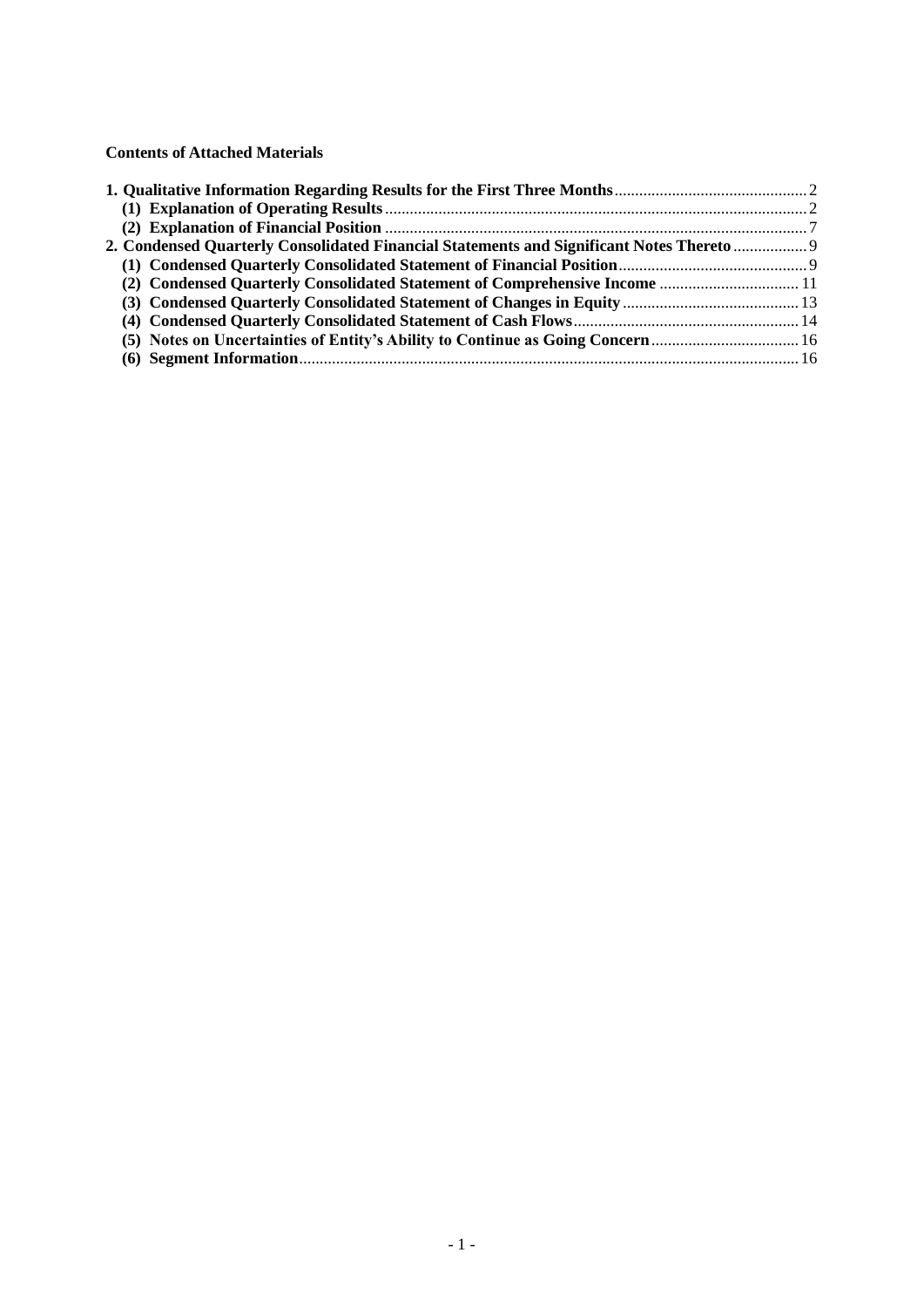**Contents of Attached Materials**

- **1. Qualitative Information Regarding Results for the First Three Months** ..... 2
  - **(1) Explanation of Operating Results** ..... 2
  - **(2) Explanation of Financial Position** ..... 7
- **2. Condensed Quarterly Consolidated Financial Statements and Significant Notes Thereto** ..... 9
  - **(1) Condensed Quarterly Consolidated Statement of Financial Position** ..... 9
  - **(2) Condensed Quarterly Consolidated Statement of Comprehensive Income** ..... 11
  - **(3) Condensed Quarterly Consolidated Statement of Changes in Equity** ..... 13
  - **(4) Condensed Quarterly Consolidated Statement of Cash Flows** ..... 14
  - **(5) Notes on Uncertainties of Entity's Ability to Continue as Going Concern** ..... 16
  - **(6) Segment Information** ..... 16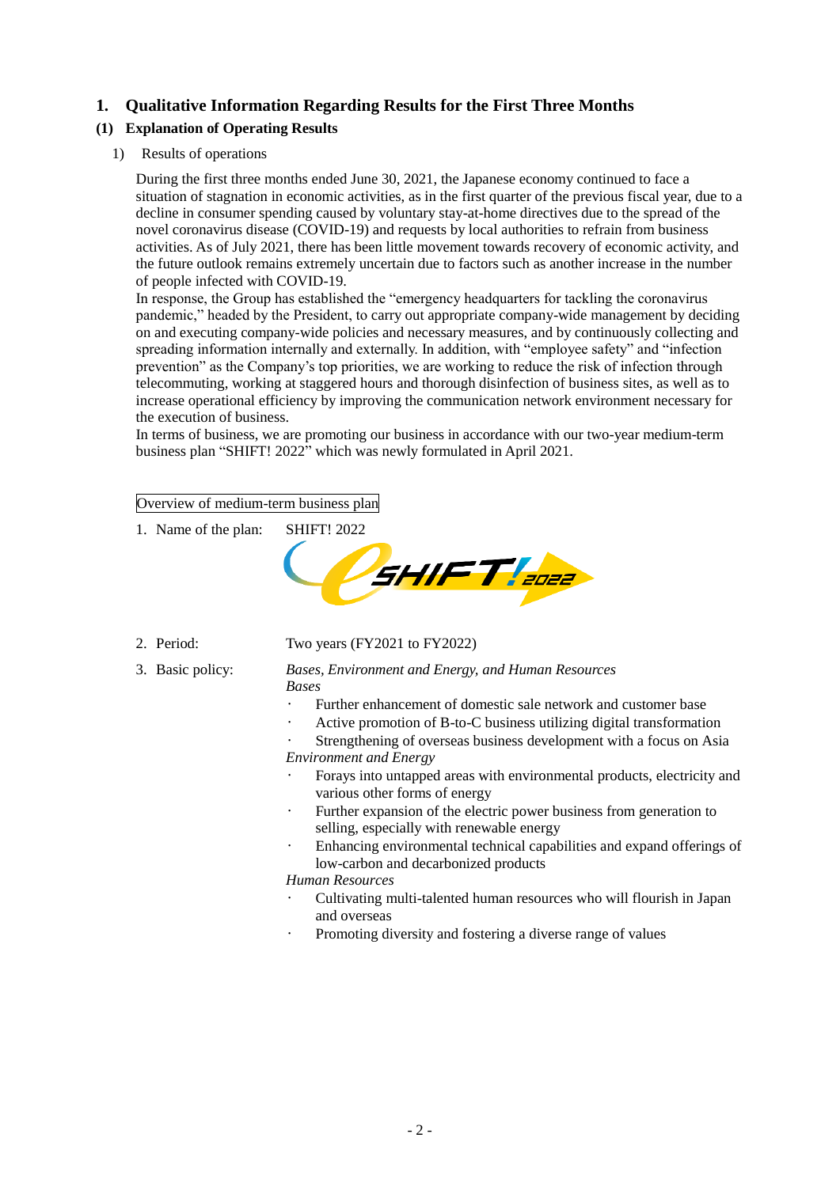# 1. Qualitative Information Regarding Results for the First Three Months

## (1) Explanation of Operating Results

1) Results of operations

During the first three months ended June 30, 2021, the Japanese economy continued to face a situation of stagnation in economic activities, as in the first quarter of the previous fiscal year, due to a decline in consumer spending caused by voluntary stay-at-home directives due to the spread of the novel coronavirus disease (COVID-19) and requests by local authorities to refrain from business activities. As of July 2021, there has been little movement towards recovery of economic activity, and the future outlook remains extremely uncertain due to factors such as another increase in the number of people infected with COVID-19.

In response, the Group has established the "emergency headquarters for tackling the coronavirus pandemic," headed by the President, to carry out appropriate company-wide management by deciding on and executing company-wide policies and necessary measures, and by continuously collecting and spreading information internally and externally. In addition, with "employee safety" and "infection prevention" as the Company's top priorities, we are working to reduce the risk of infection through telecommuting, working at staggered hours and thorough disinfection of business sites, as well as to increase operational efficiency by improving the communication network environment necessary for the execution of business.

In terms of business, we are promoting our business in accordance with our two-year medium-term business plan "SHIFT! 2022" which was newly formulated in April 2021.

Overview of medium-term business plan

1. Name of the plan: SHIFT! 2022

2. Period: Two years (FY2021 to FY2022)

3. Basic policy: *Bases, Environment and Energy, and Human Resources*

   *Bases*
   - Further enhancement of domestic sale network and customer base
   - Active promotion of B-to-C business utilizing digital transformation
   - Strengthening of overseas business development with a focus on Asia

   *Environment and Energy*
   - Forays into untapped areas with environmental products, electricity and various other forms of energy
   - Further expansion of the electric power business from generation to selling, especially with renewable energy
   - Enhancing environmental technical capabilities and expand offerings of low-carbon and decarbonized products

   *Human Resources*
   - Cultivating multi-talented human resources who will flourish in Japan and overseas
   - Promoting diversity and fostering a diverse range of values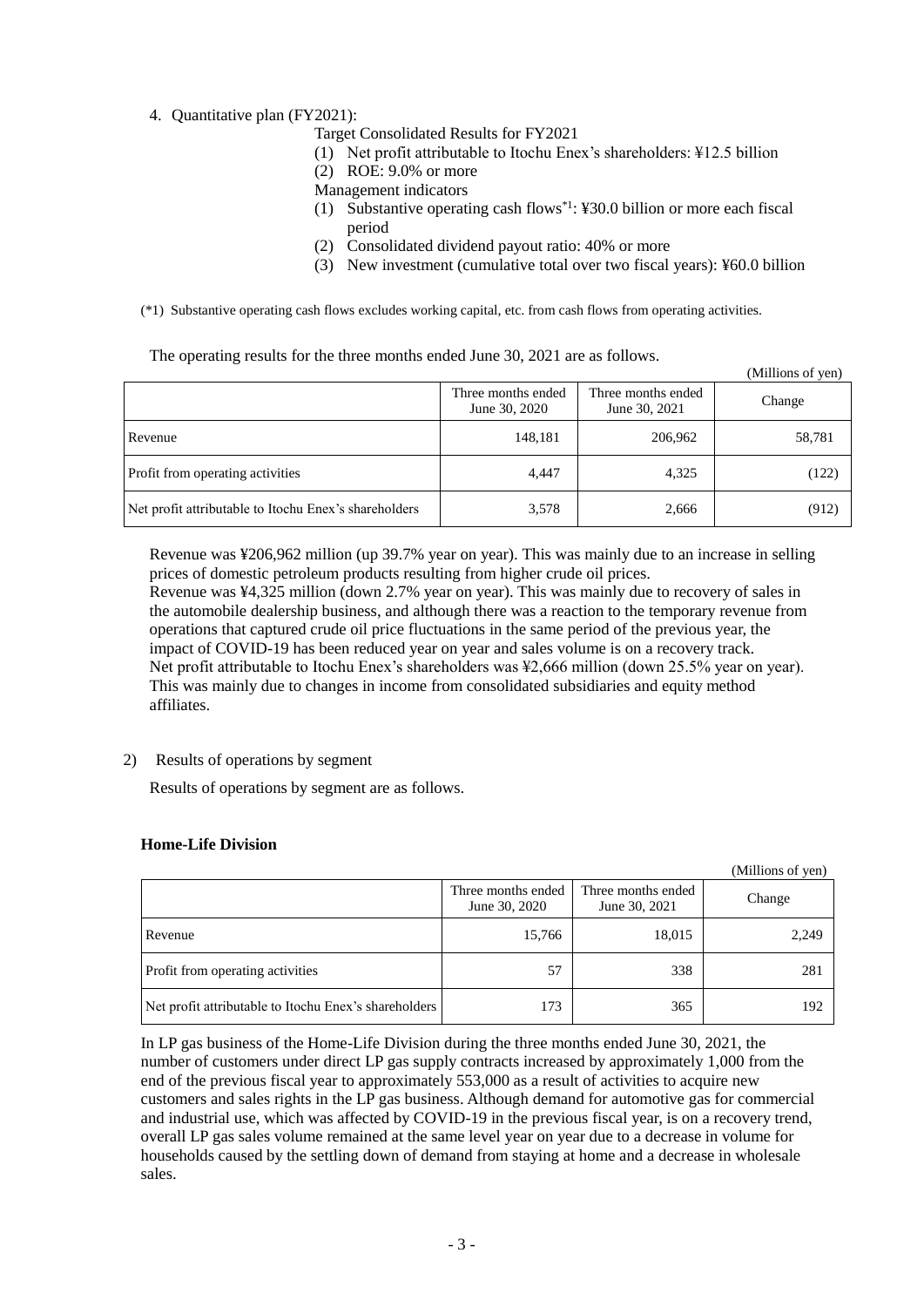4. Quantitative plan (FY2021):

   Target Consolidated Results for FY2021

   (1) Net profit attributable to Itochu Enex's shareholders: ¥12.5 billion

   (2) ROE: 9.0% or more

   Management indicators

   (1) Substantive operating cash flows[*1]: ¥30.0 billion or more each fiscal period

   (2) Consolidated dividend payout ratio: 40% or more

   (3) New investment (cumulative total over two fiscal years): ¥60.0 billion

(*1) Substantive operating cash flows excludes working capital, etc. from cash flows from operating activities.

The operating results for the three months ended June 30, 2021 are as follows.

(Millions of yen)

| | Three months ended June 30, 2020 | Three months ended June 30, 2021 | Change |
|---|---|---|---|
| Revenue | 148,181 | 206,962 | 58,781 |
| Profit from operating activities | 4,447 | 4,325 | (122) |
| Net profit attributable to Itochu Enex's shareholders | 3,578 | 2,666 | (912) |

Revenue was ¥206,962 million (up 39.7% year on year). This was mainly due to an increase in selling prices of domestic petroleum products resulting from higher crude oil prices.
Revenue was ¥4,325 million (down 2.7% year on year). This was mainly due to recovery of sales in the automobile dealership business, and although there was a reaction to the temporary revenue from operations that captured crude oil price fluctuations in the same period of the previous year, the impact of COVID-19 has been reduced year on year and sales volume is on a recovery track.
Net profit attributable to Itochu Enex's shareholders was ¥2,666 million (down 25.5% year on year). This was mainly due to changes in income from consolidated subsidiaries and equity method affiliates.

2) Results of operations by segment

Results of operations by segment are as follows.

**Home-Life Division**

(Millions of yen)

| | Three months ended June 30, 2020 | Three months ended June 30, 2021 | Change |
|---|---|---|---|
| Revenue | 15,766 | 18,015 | 2,249 |
| Profit from operating activities | 57 | 338 | 281 |
| Net profit attributable to Itochu Enex's shareholders | 173 | 365 | 192 |

In LP gas business of the Home-Life Division during the three months ended June 30, 2021, the number of customers under direct LP gas supply contracts increased by approximately 1,000 from the end of the previous fiscal year to approximately 553,000 as a result of activities to acquire new customers and sales rights in the LP gas business. Although demand for automotive gas for commercial and industrial use, which was affected by COVID-19 in the previous fiscal year, is on a recovery trend, overall LP gas sales volume remained at the same level year on year due to a decrease in volume for households caused by the settling down of demand from staying at home and a decrease in wholesale sales.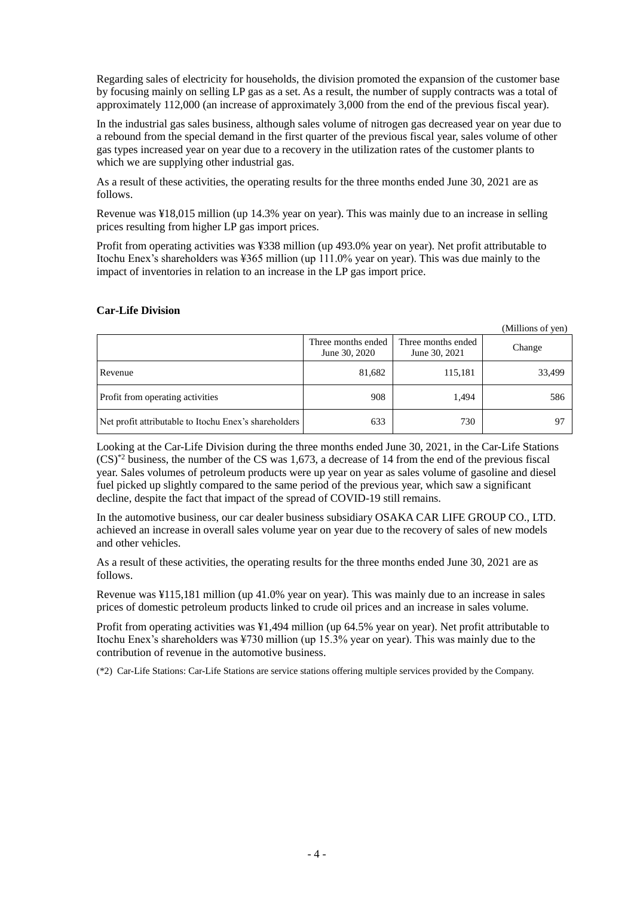Regarding sales of electricity for households, the division promoted the expansion of the customer base by focusing mainly on selling LP gas as a set. As a result, the number of supply contracts was a total of approximately 112,000 (an increase of approximately 3,000 from the end of the previous fiscal year).

In the industrial gas sales business, although sales volume of nitrogen gas decreased year on year due to a rebound from the special demand in the first quarter of the previous fiscal year, sales volume of other gas types increased year on year due to a recovery in the utilization rates of the customer plants to which we are supplying other industrial gas.

As a result of these activities, the operating results for the three months ended June 30, 2021 are as follows.

Revenue was ¥18,015 million (up 14.3% year on year). This was mainly due to an increase in selling prices resulting from higher LP gas import prices.

Profit from operating activities was ¥338 million (up 493.0% year on year). Net profit attributable to Itochu Enex's shareholders was ¥365 million (up 111.0% year on year). This was due mainly to the impact of inventories in relation to an increase in the LP gas import price.

**Car-Life Division**

(Millions of yen)

| | Three months ended June 30, 2020 | Three months ended June 30, 2021 | Change |
|---|---|---|---|
| Revenue | 81,682 | 115,181 | 33,499 |
| Profit from operating activities | 908 | 1,494 | 586 |
| Net profit attributable to Itochu Enex's shareholders | 633 | 730 | 97 |

Looking at the Car-Life Division during the three months ended June 30, 2021, in the Car-Life Stations (CS)[*2] business, the number of the CS was 1,673, a decrease of 14 from the end of the previous fiscal year. Sales volumes of petroleum products were up year on year as sales volume of gasoline and diesel fuel picked up slightly compared to the same period of the previous year, which saw a significant decline, despite the fact that impact of the spread of COVID-19 still remains.

In the automotive business, our car dealer business subsidiary OSAKA CAR LIFE GROUP CO., LTD. achieved an increase in overall sales volume year on year due to the recovery of sales of new models and other vehicles.

As a result of these activities, the operating results for the three months ended June 30, 2021 are as follows.

Revenue was ¥115,181 million (up 41.0% year on year). This was mainly due to an increase in sales prices of domestic petroleum products linked to crude oil prices and an increase in sales volume.

Profit from operating activities was ¥1,494 million (up 64.5% year on year). Net profit attributable to Itochu Enex's shareholders was ¥730 million (up 15.3% year on year). This was mainly due to the contribution of revenue in the automotive business.

(*2) Car-Life Stations: Car-Life Stations are service stations offering multiple services provided by the Company.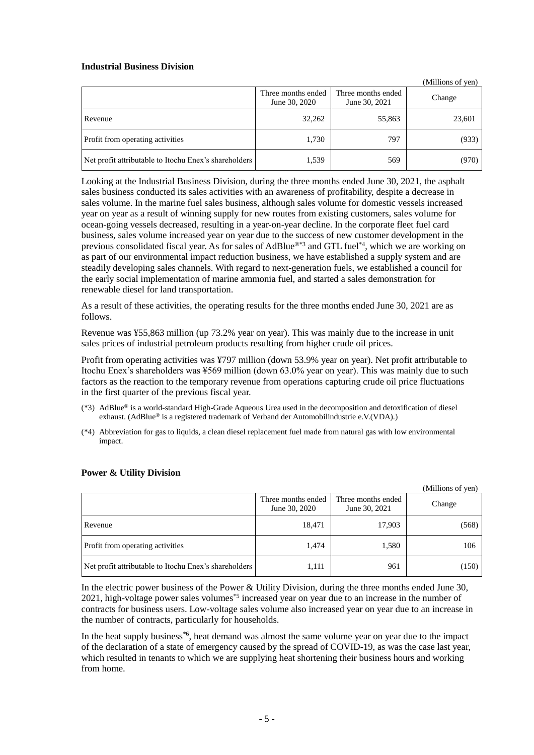**Industrial Business Division**

(Millions of yen)

| | Three months ended June 30, 2020 | Three months ended June 30, 2021 | Change |
|---|---|---|---|
| Revenue | 32,262 | 55,863 | 23,601 |
| Profit from operating activities | 1,730 | 797 | (933) |
| Net profit attributable to Itochu Enex's shareholders | 1,539 | 569 | (970) |

Looking at the Industrial Business Division, during the three months ended June 30, 2021, the asphalt sales business conducted its sales activities with an awareness of profitability, despite a decrease in sales volume. In the marine fuel sales business, although sales volume for domestic vessels increased year on year as a result of winning supply for new routes from existing customers, sales volume for ocean-going vessels decreased, resulting in a year-on-year decline. In the corporate fleet fuel card business, sales volume increased year on year due to the success of new customer development in the previous consolidated fiscal year. As for sales of AdBlue®[*3] and GTL fuel[*4], which we are working on as part of our environmental impact reduction business, we have established a supply system and are steadily developing sales channels. With regard to next-generation fuels, we established a council for the early social implementation of marine ammonia fuel, and started a sales demonstration for renewable diesel for land transportation.

As a result of these activities, the operating results for the three months ended June 30, 2021 are as follows.

Revenue was ¥55,863 million (up 73.2% year on year). This was mainly due to the increase in unit sales prices of industrial petroleum products resulting from higher crude oil prices.

Profit from operating activities was ¥797 million (down 53.9% year on year). Net profit attributable to Itochu Enex's shareholders was ¥569 million (down 63.0% year on year). This was mainly due to such factors as the reaction to the temporary revenue from operations capturing crude oil price fluctuations in the first quarter of the previous fiscal year.

(*3) AdBlue® is a world-standard High-Grade Aqueous Urea used in the decomposition and detoxification of diesel exhaust. (AdBlue® is a registered trademark of Verband der Automobilindustrie e.V.(VDA).)

(*4) Abbreviation for gas to liquids, a clean diesel replacement fuel made from natural gas with low environmental impact.

**Power & Utility Division**

(Millions of yen)

| | Three months ended June 30, 2020 | Three months ended June 30, 2021 | Change |
|---|---|---|---|
| Revenue | 18,471 | 17,903 | (568) |
| Profit from operating activities | 1,474 | 1,580 | 106 |
| Net profit attributable to Itochu Enex's shareholders | 1,111 | 961 | (150) |

In the electric power business of the Power & Utility Division, during the three months ended June 30, 2021, high-voltage power sales volumes[*5] increased year on year due to an increase in the number of contracts for business users. Low-voltage sales volume also increased year on year due to an increase in the number of contracts, particularly for households.

In the heat supply business[*6], heat demand was almost the same volume year on year due to the impact of the declaration of a state of emergency caused by the spread of COVID-19, as was the case last year, which resulted in tenants to which we are supplying heat shortening their business hours and working from home.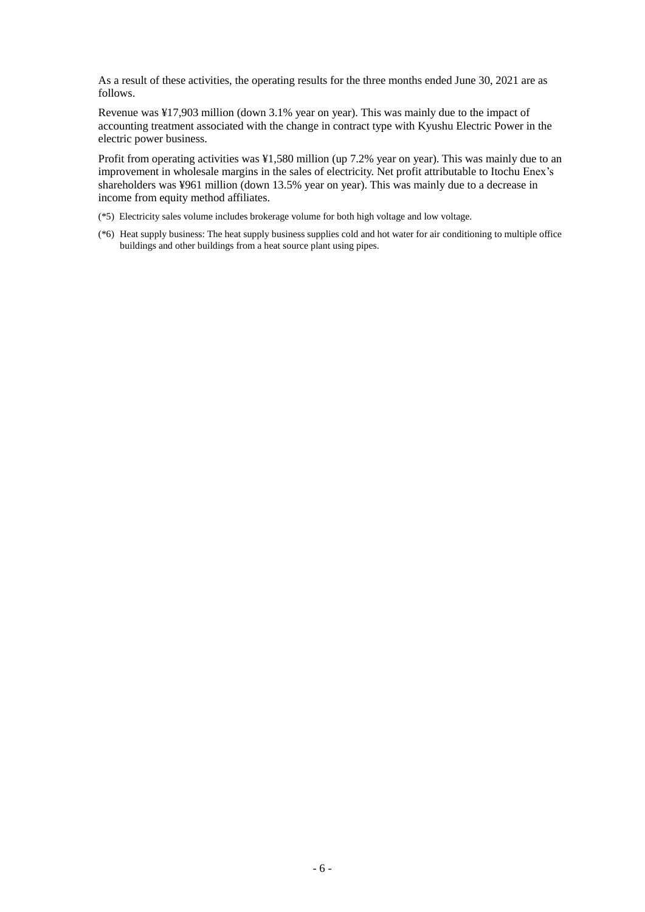As a result of these activities, the operating results for the three months ended June 30, 2021 are as follows.

Revenue was ¥17,903 million (down 3.1% year on year). This was mainly due to the impact of accounting treatment associated with the change in contract type with Kyushu Electric Power in the electric power business.

Profit from operating activities was ¥1,580 million (up 7.2% year on year). This was mainly due to an improvement in wholesale margins in the sales of electricity. Net profit attributable to Itochu Enex's shareholders was ¥961 million (down 13.5% year on year). This was mainly due to a decrease in income from equity method affiliates.

(*5) Electricity sales volume includes brokerage volume for both high voltage and low voltage.

(*6) Heat supply business: The heat supply business supplies cold and hot water for air conditioning to multiple office buildings and other buildings from a heat source plant using pipes.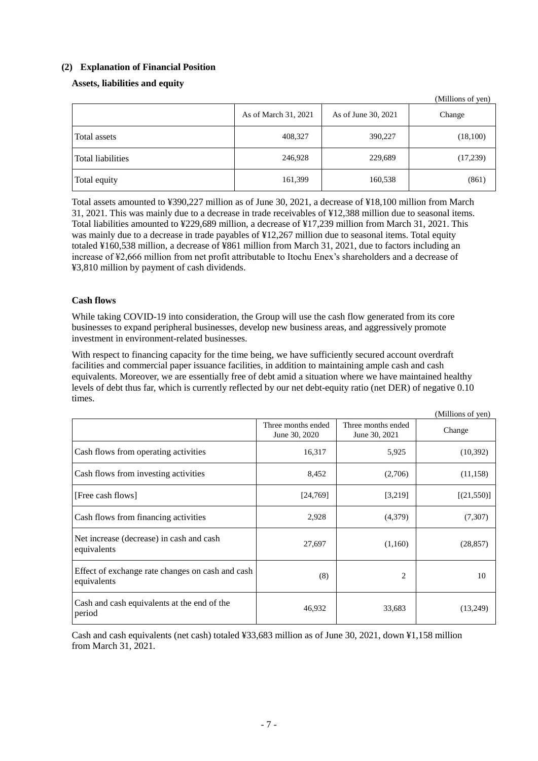### (2) Explanation of Financial Position

#### Assets, liabilities and equity

(Millions of yen)

| | As of March 31, 2021 | As of June 30, 2021 | Change |
|---|---|---|---|
| Total assets | 408,327 | 390,227 | (18,100) |
| Total liabilities | 246,928 | 229,689 | (17,239) |
| Total equity | 161,399 | 160,538 | (861) |

Total assets amounted to ¥390,227 million as of June 30, 2021, a decrease of ¥18,100 million from March 31, 2021. This was mainly due to a decrease in trade receivables of ¥12,388 million due to seasonal items. Total liabilities amounted to ¥229,689 million, a decrease of ¥17,239 million from March 31, 2021. This was mainly due to a decrease in trade payables of ¥12,267 million due to seasonal items. Total equity totaled ¥160,538 million, a decrease of ¥861 million from March 31, 2021, due to factors including an increase of ¥2,666 million from net profit attributable to Itochu Enex's shareholders and a decrease of ¥3,810 million by payment of cash dividends.

#### Cash flows

While taking COVID-19 into consideration, the Group will use the cash flow generated from its core businesses to expand peripheral businesses, develop new business areas, and aggressively promote investment in environment-related businesses.

With respect to financing capacity for the time being, we have sufficiently secured account overdraft facilities and commercial paper issuance facilities, in addition to maintaining ample cash and cash equivalents. Moreover, we are essentially free of debt amid a situation where we have maintained healthy levels of debt thus far, which is currently reflected by our net debt-equity ratio (net DER) of negative 0.10 times.

(Millions of yen)

| | Three months ended June 30, 2020 | Three months ended June 30, 2021 | Change |
|---|---|---|---|
| Cash flows from operating activities | 16,317 | 5,925 | (10,392) |
| Cash flows from investing activities | 8,452 | (2,706) | (11,158) |
| [Free cash flows] | [24,769] | [3,219] | [(21,550)] |
| Cash flows from financing activities | 2,928 | (4,379) | (7,307) |
| Net increase (decrease) in cash and cash equivalents | 27,697 | (1,160) | (28,857) |
| Effect of exchange rate changes on cash and cash equivalents | (8) | 2 | 10 |
| Cash and cash equivalents at the end of the period | 46,932 | 33,683 | (13,249) |

Cash and cash equivalents (net cash) totaled ¥33,683 million as of June 30, 2021, down ¥1,158 million from March 31, 2021.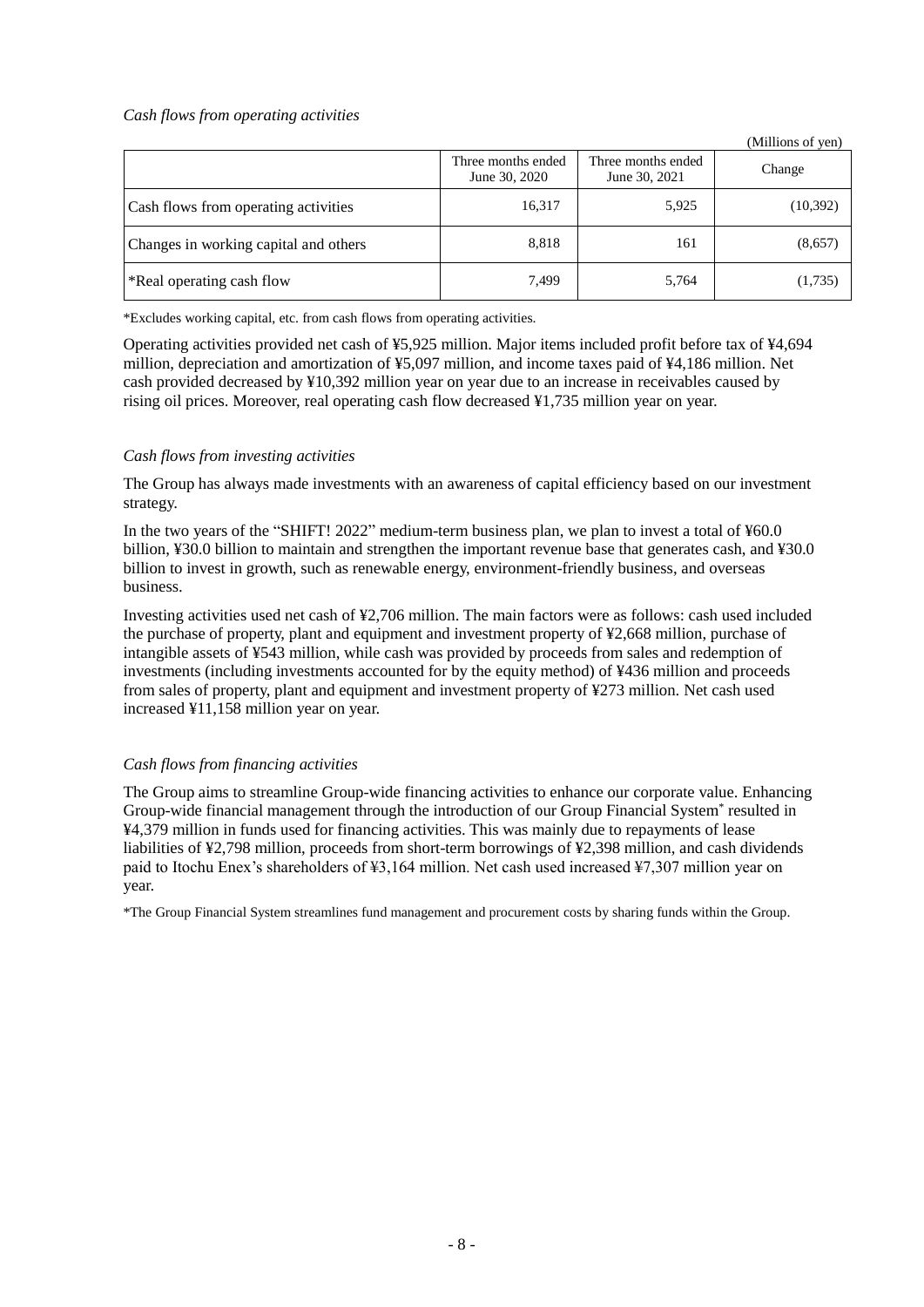*Cash flows from operating activities*

(Millions of yen)

| | Three months ended June 30, 2020 | Three months ended June 30, 2021 | Change |
|---|---|---|---|
| Cash flows from operating activities | 16,317 | 5,925 | (10,392) |
| Changes in working capital and others | 8,818 | 161 | (8,657) |
| *Real operating cash flow | 7,499 | 5,764 | (1,735) |

*Excludes working capital, etc. from cash flows from operating activities.

Operating activities provided net cash of ¥5,925 million. Major items included profit before tax of ¥4,694 million, depreciation and amortization of ¥5,097 million, and income taxes paid of ¥4,186 million. Net cash provided decreased by ¥10,392 million year on year due to an increase in receivables caused by rising oil prices. Moreover, real operating cash flow decreased ¥1,735 million year on year.

*Cash flows from investing activities*

The Group has always made investments with an awareness of capital efficiency based on our investment strategy.

In the two years of the "SHIFT! 2022" medium-term business plan, we plan to invest a total of ¥60.0 billion, ¥30.0 billion to maintain and strengthen the important revenue base that generates cash, and ¥30.0 billion to invest in growth, such as renewable energy, environment-friendly business, and overseas business.

Investing activities used net cash of ¥2,706 million. The main factors were as follows: cash used included the purchase of property, plant and equipment and investment property of ¥2,668 million, purchase of intangible assets of ¥543 million, while cash was provided by proceeds from sales and redemption of investments (including investments accounted for by the equity method) of ¥436 million and proceeds from sales of property, plant and equipment and investment property of ¥273 million. Net cash used increased ¥11,158 million year on year.

*Cash flows from financing activities*

The Group aims to streamline Group-wide financing activities to enhance our corporate value. Enhancing Group-wide financial management through the introduction of our Group Financial System* resulted in ¥4,379 million in funds used for financing activities. This was mainly due to repayments of lease liabilities of ¥2,798 million, proceeds from short-term borrowings of ¥2,398 million, and cash dividends paid to Itochu Enex's shareholders of ¥3,164 million. Net cash used increased ¥7,307 million year on year.

*The Group Financial System streamlines fund management and procurement costs by sharing funds within the Group.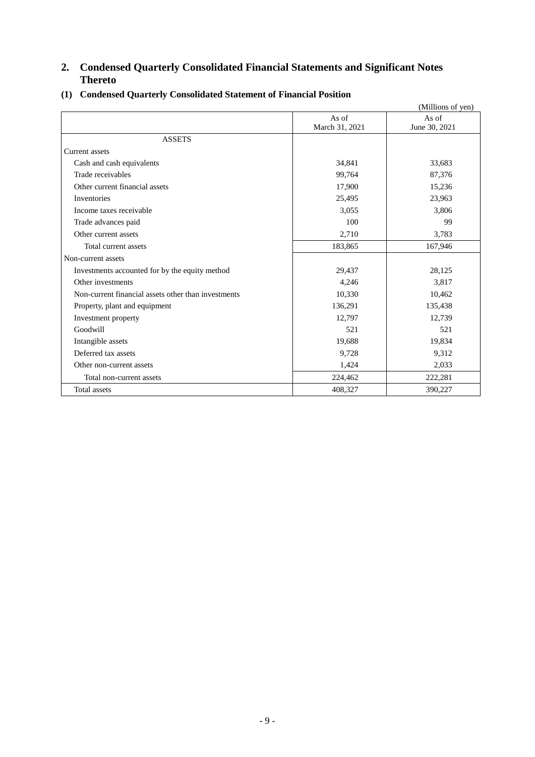## 2. Condensed Quarterly Consolidated Financial Statements and Significant Notes Thereto

### (1) Condensed Quarterly Consolidated Statement of Financial Position

(Millions of yen)

| | As of March 31, 2021 | As of June 30, 2021 |
|---|---|---|
| ASSETS | | |
| Current assets | | |
| Cash and cash equivalents | 34,841 | 33,683 |
| Trade receivables | 99,764 | 87,376 |
| Other current financial assets | 17,900 | 15,236 |
| Inventories | 25,495 | 23,963 |
| Income taxes receivable | 3,055 | 3,806 |
| Trade advances paid | 100 | 99 |
| Other current assets | 2,710 | 3,783 |
| Total current assets | 183,865 | 167,946 |
| Non-current assets | | |
| Investments accounted for by the equity method | 29,437 | 28,125 |
| Other investments | 4,246 | 3,817 |
| Non-current financial assets other than investments | 10,330 | 10,462 |
| Property, plant and equipment | 136,291 | 135,438 |
| Investment property | 12,797 | 12,739 |
| Goodwill | 521 | 521 |
| Intangible assets | 19,688 | 19,834 |
| Deferred tax assets | 9,728 | 9,312 |
| Other non-current assets | 1,424 | 2,033 |
| Total non-current assets | 224,462 | 222,281 |
| Total assets | 408,327 | 390,227 |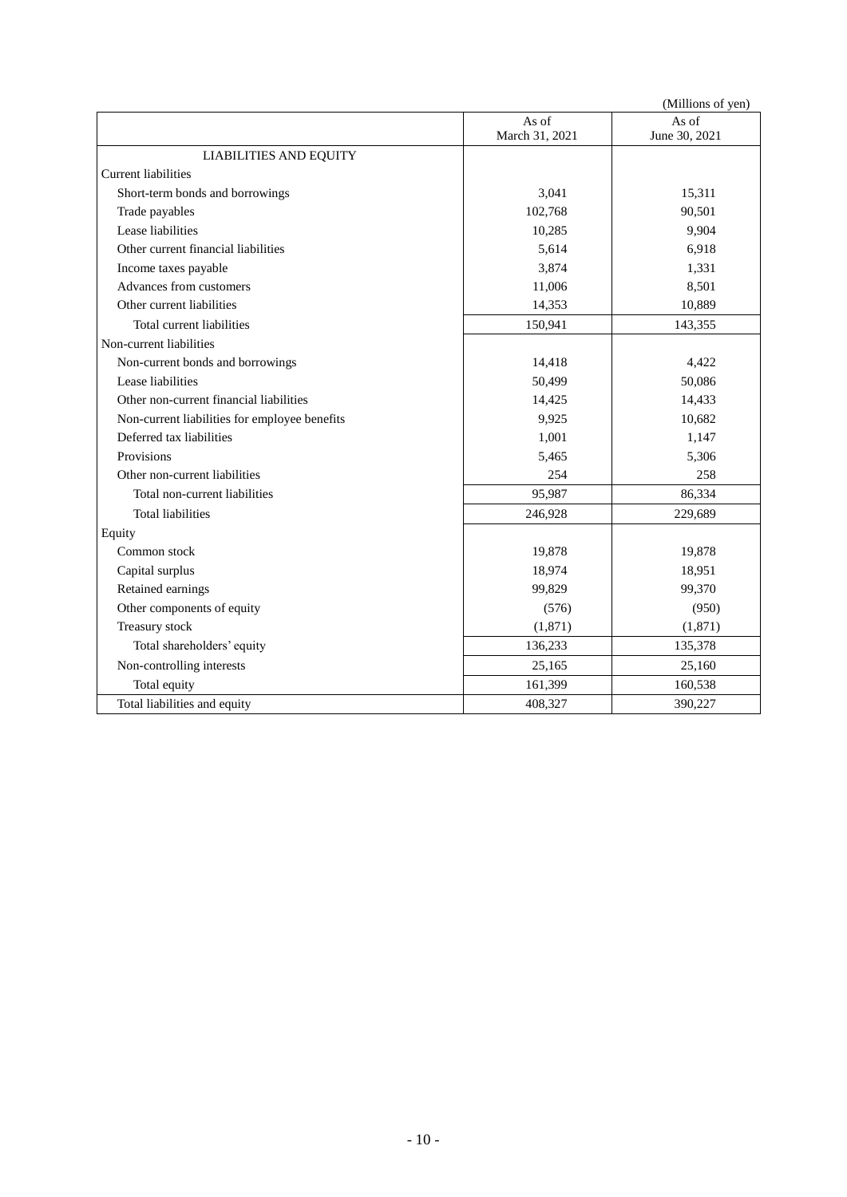(Millions of yen)

| | As of March 31, 2021 | As of June 30, 2021 |
|---|---|---|
| LIABILITIES AND EQUITY | | |
| Current liabilities | | |
| Short-term bonds and borrowings | 3,041 | 15,311 |
| Trade payables | 102,768 | 90,501 |
| Lease liabilities | 10,285 | 9,904 |
| Other current financial liabilities | 5,614 | 6,918 |
| Income taxes payable | 3,874 | 1,331 |
| Advances from customers | 11,006 | 8,501 |
| Other current liabilities | 14,353 | 10,889 |
| Total current liabilities | 150,941 | 143,355 |
| Non-current liabilities | | |
| Non-current bonds and borrowings | 14,418 | 4,422 |
| Lease liabilities | 50,499 | 50,086 |
| Other non-current financial liabilities | 14,425 | 14,433 |
| Non-current liabilities for employee benefits | 9,925 | 10,682 |
| Deferred tax liabilities | 1,001 | 1,147 |
| Provisions | 5,465 | 5,306 |
| Other non-current liabilities | 254 | 258 |
| Total non-current liabilities | 95,987 | 86,334 |
| Total liabilities | 246,928 | 229,689 |
| Equity | | |
| Common stock | 19,878 | 19,878 |
| Capital surplus | 18,974 | 18,951 |
| Retained earnings | 99,829 | 99,370 |
| Other components of equity | (576) | (950) |
| Treasury stock | (1,871) | (1,871) |
| Total shareholders' equity | 136,233 | 135,378 |
| Non-controlling interests | 25,165 | 25,160 |
| Total equity | 161,399 | 160,538 |
| Total liabilities and equity | 408,327 | 390,227 |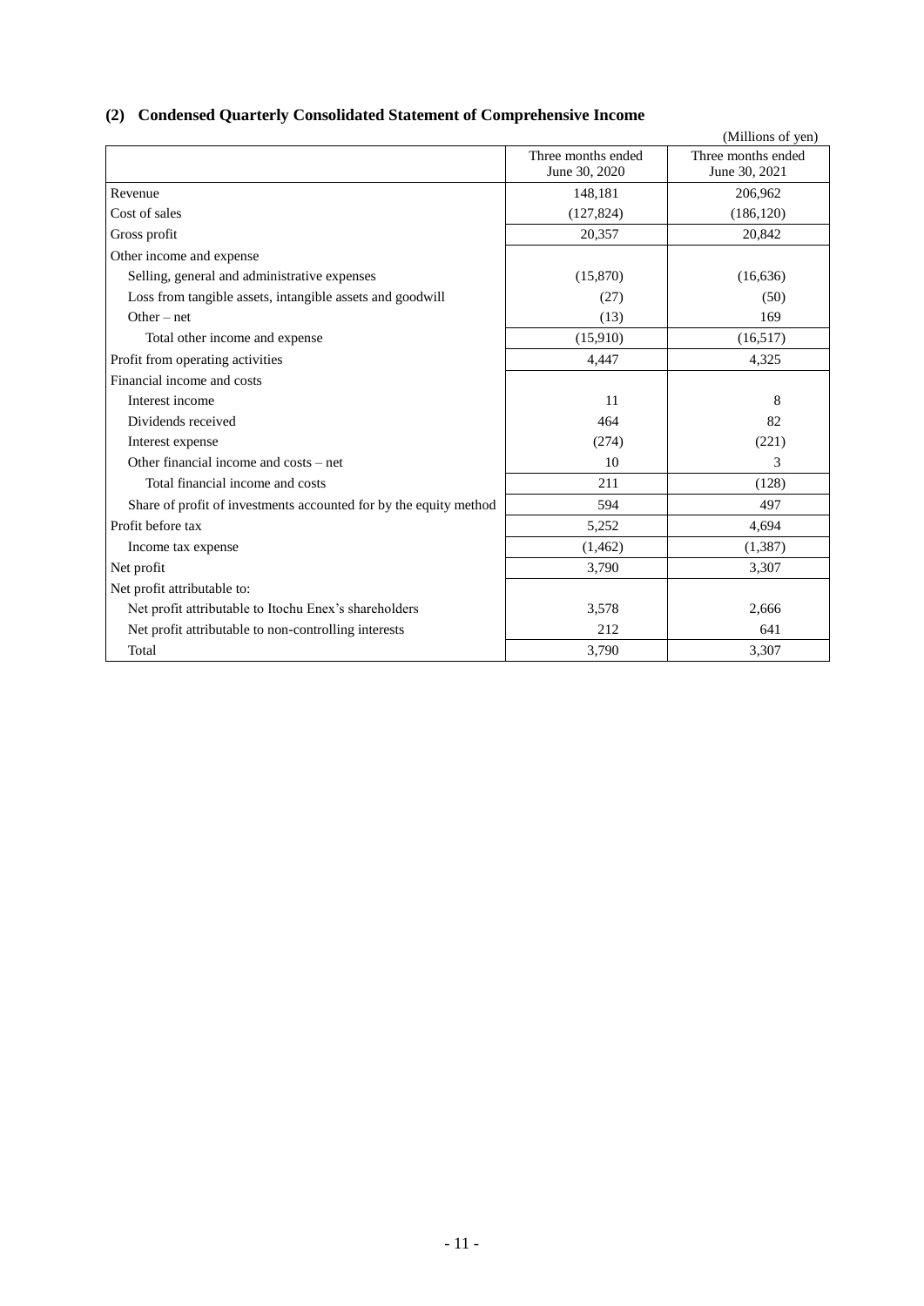### (2) Condensed Quarterly Consolidated Statement of Comprehensive Income

(Millions of yen)

| | Three months ended June 30, 2020 | Three months ended June 30, 2021 |
|---|---|---|
| Revenue | 148,181 | 206,962 |
| Cost of sales | (127,824) | (186,120) |
| Gross profit | 20,357 | 20,842 |
| Other income and expense | | |
| Selling, general and administrative expenses | (15,870) | (16,636) |
| Loss from tangible assets, intangible assets and goodwill | (27) | (50) |
| Other – net | (13) | 169 |
| Total other income and expense | (15,910) | (16,517) |
| Profit from operating activities | 4,447 | 4,325 |
| Financial income and costs | | |
| Interest income | 11 | 8 |
| Dividends received | 464 | 82 |
| Interest expense | (274) | (221) |
| Other financial income and costs – net | 10 | 3 |
| Total financial income and costs | 211 | (128) |
| Share of profit of investments accounted for by the equity method | 594 | 497 |
| Profit before tax | 5,252 | 4,694 |
| Income tax expense | (1,462) | (1,387) |
| Net profit | 3,790 | 3,307 |
| Net profit attributable to: | | |
| Net profit attributable to Itochu Enex's shareholders | 3,578 | 2,666 |
| Net profit attributable to non-controlling interests | 212 | 641 |
| Total | 3,790 | 3,307 |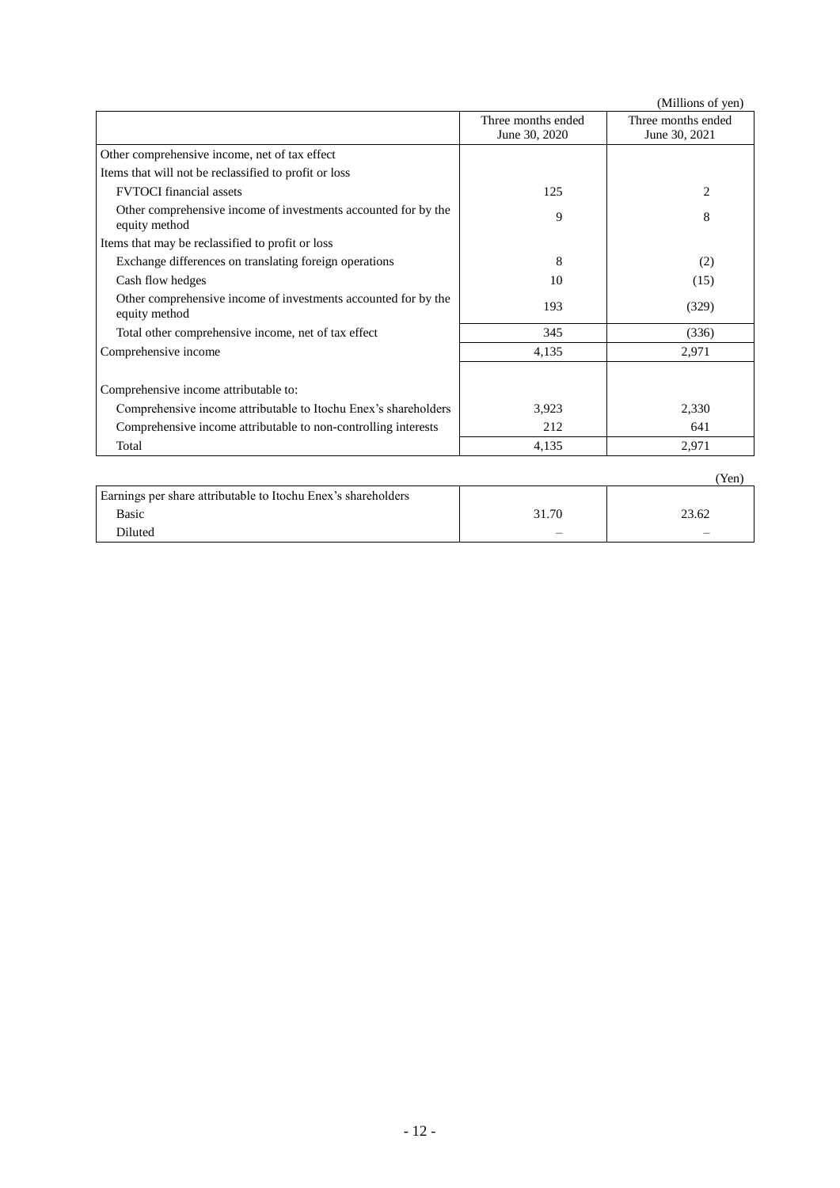(Millions of yen)

| | Three months ended June 30, 2020 | Three months ended June 30, 2021 |
|---|---|---|
| Other comprehensive income, net of tax effect | | |
| Items that will not be reclassified to profit or loss | | |
| FVTOCI financial assets | 125 | 2 |
| Other comprehensive income of investments accounted for by the equity method | 9 | 8 |
| Items that may be reclassified to profit or loss | | |
| Exchange differences on translating foreign operations | 8 | (2) |
| Cash flow hedges | 10 | (15) |
| Other comprehensive income of investments accounted for by the equity method | 193 | (329) |
| Total other comprehensive income, net of tax effect | 345 | (336) |
| Comprehensive income | 4,135 | 2,971 |
| | | |
| Comprehensive income attributable to: | | |
| Comprehensive income attributable to Itochu Enex's shareholders | 3,923 | 2,330 |
| Comprehensive income attributable to non-controlling interests | 212 | 641 |
| Total | 4,135 | 2,971 |

(Yen)

| | | |
|---|---|---|
| Earnings per share attributable to Itochu Enex's shareholders | | |
| Basic | 31.70 | 23.62 |
| Diluted | – | – |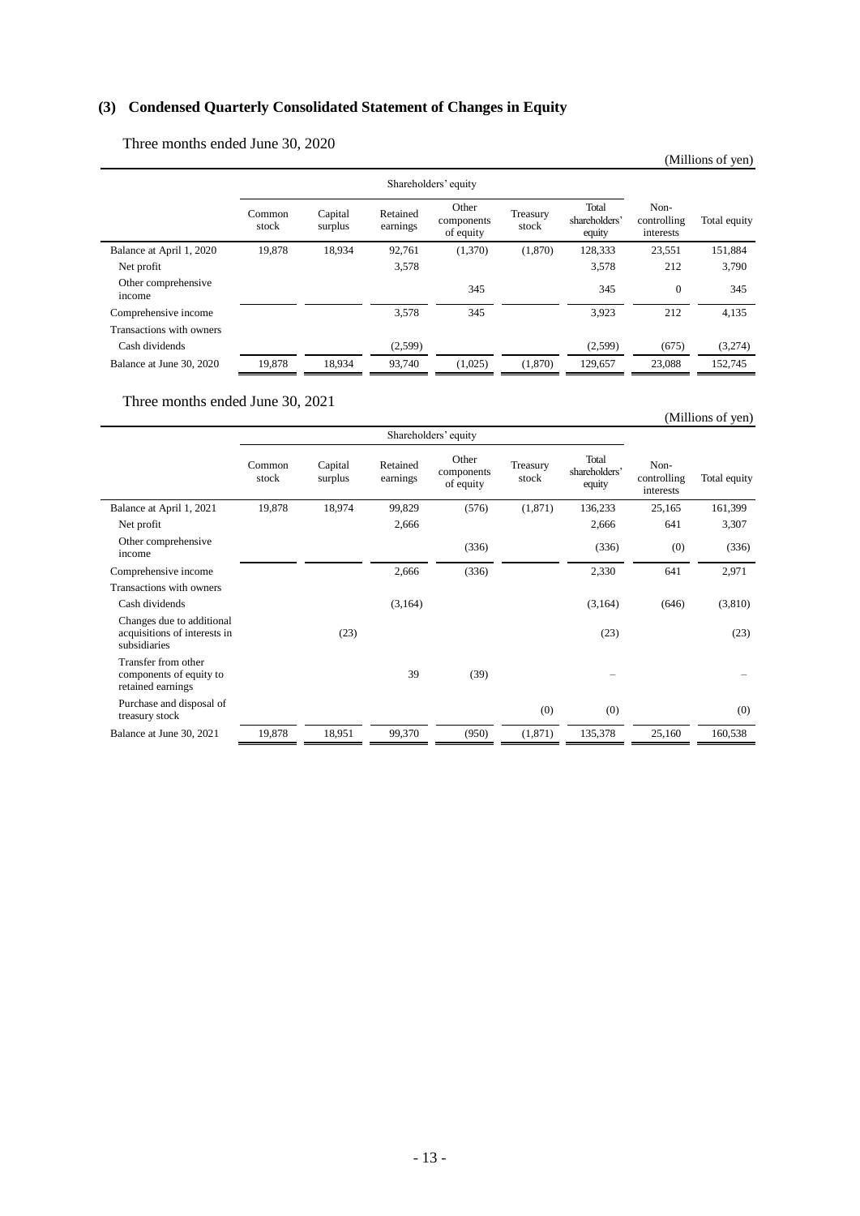### (3) Condensed Quarterly Consolidated Statement of Changes in Equity

Three months ended June 30, 2020

(Millions of yen)

| | Shareholders' equity | | | | | | | |
|---|---|---|---|---|---|---|---|---|
| | Common stock | Capital surplus | Retained earnings | Other components of equity | Treasury stock | Total shareholders' equity | Non-controlling interests | Total equity |
| Balance at April 1, 2020 | 19,878 | 18,934 | 92,761 | (1,370) | (1,870) | 128,333 | 23,551 | 151,884 |
| Net profit | | | 3,578 | | | 3,578 | 212 | 3,790 |
| Other comprehensive income | | | | 345 | | 345 | 0 | 345 |
| Comprehensive income | | | 3,578 | 345 | | 3,923 | 212 | 4,135 |
| Transactions with owners | | | | | | | | |
| Cash dividends | | | (2,599) | | | (2,599) | (675) | (3,274) |
| Balance at June 30, 2020 | 19,878 | 18,934 | 93,740 | (1,025) | (1,870) | 129,657 | 23,088 | 152,745 |

Three months ended June 30, 2021

(Millions of yen)

| | Shareholders' equity | | | | | | | |
|---|---|---|---|---|---|---|---|---|
| | Common stock | Capital surplus | Retained earnings | Other components of equity | Treasury stock | Total shareholders' equity | Non-controlling interests | Total equity |
| Balance at April 1, 2021 | 19,878 | 18,974 | 99,829 | (576) | (1,871) | 136,233 | 25,165 | 161,399 |
| Net profit | | | 2,666 | | | 2,666 | 641 | 3,307 |
| Other comprehensive income | | | | (336) | | (336) | (0) | (336) |
| Comprehensive income | | | 2,666 | (336) | | 2,330 | 641 | 2,971 |
| Transactions with owners | | | | | | | | |
| Cash dividends | | | (3,164) | | | (3,164) | (646) | (3,810) |
| Changes due to additional acquisitions of interests in subsidiaries | | (23) | | | | (23) | | (23) |
| Transfer from other components of equity to retained earnings | | | 39 | (39) | | – | | – |
| Purchase and disposal of treasury stock | | | | | (0) | (0) | | (0) |
| Balance at June 30, 2021 | 19,878 | 18,951 | 99,370 | (950) | (1,871) | 135,378 | 25,160 | 160,538 |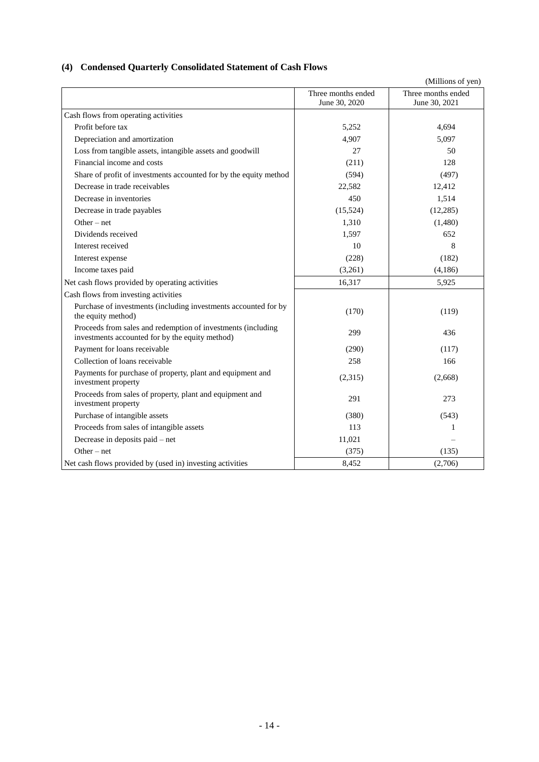### (4) Condensed Quarterly Consolidated Statement of Cash Flows

(Millions of yen)

| | Three months ended June 30, 2020 | Three months ended June 30, 2021 |
|---|---|---|
| Cash flows from operating activities | | |
| Profit before tax | 5,252 | 4,694 |
| Depreciation and amortization | 4,907 | 5,097 |
| Loss from tangible assets, intangible assets and goodwill | 27 | 50 |
| Financial income and costs | (211) | 128 |
| Share of profit of investments accounted for by the equity method | (594) | (497) |
| Decrease in trade receivables | 22,582 | 12,412 |
| Decrease in inventories | 450 | 1,514 |
| Decrease in trade payables | (15,524) | (12,285) |
| Other – net | 1,310 | (1,480) |
| Dividends received | 1,597 | 652 |
| Interest received | 10 | 8 |
| Interest expense | (228) | (182) |
| Income taxes paid | (3,261) | (4,186) |
| Net cash flows provided by operating activities | 16,317 | 5,925 |
| Cash flows from investing activities | | |
| Purchase of investments (including investments accounted for by the equity method) | (170) | (119) |
| Proceeds from sales and redemption of investments (including investments accounted for by the equity method) | 299 | 436 |
| Payment for loans receivable | (290) | (117) |
| Collection of loans receivable | 258 | 166 |
| Payments for purchase of property, plant and equipment and investment property | (2,315) | (2,668) |
| Proceeds from sales of property, plant and equipment and investment property | 291 | 273 |
| Purchase of intangible assets | (380) | (543) |
| Proceeds from sales of intangible assets | 113 | 1 |
| Decrease in deposits paid – net | 11,021 | – |
| Other – net | (375) | (135) |
| Net cash flows provided by (used in) investing activities | 8,452 | (2,706) |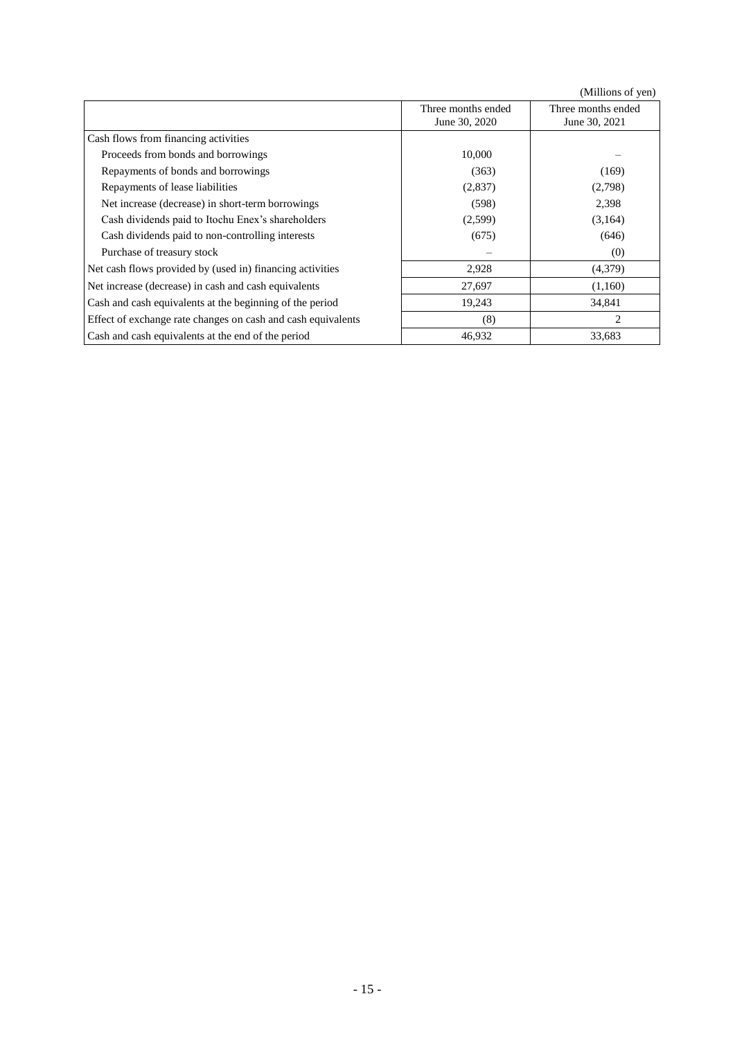(Millions of yen)

| | Three months ended June 30, 2020 | Three months ended June 30, 2021 |
|---|---|---|
| Cash flows from financing activities | | |
| Proceeds from bonds and borrowings | 10,000 | – |
| Repayments of bonds and borrowings | (363) | (169) |
| Repayments of lease liabilities | (2,837) | (2,798) |
| Net increase (decrease) in short-term borrowings | (598) | 2,398 |
| Cash dividends paid to Itochu Enex's shareholders | (2,599) | (3,164) |
| Cash dividends paid to non-controlling interests | (675) | (646) |
| Purchase of treasury stock | – | (0) |
| Net cash flows provided by (used in) financing activities | 2,928 | (4,379) |
| Net increase (decrease) in cash and cash equivalents | 27,697 | (1,160) |
| Cash and cash equivalents at the beginning of the period | 19,243 | 34,841 |
| Effect of exchange rate changes on cash and cash equivalents | (8) | 2 |
| Cash and cash equivalents at the end of the period | 46,932 | 33,683 |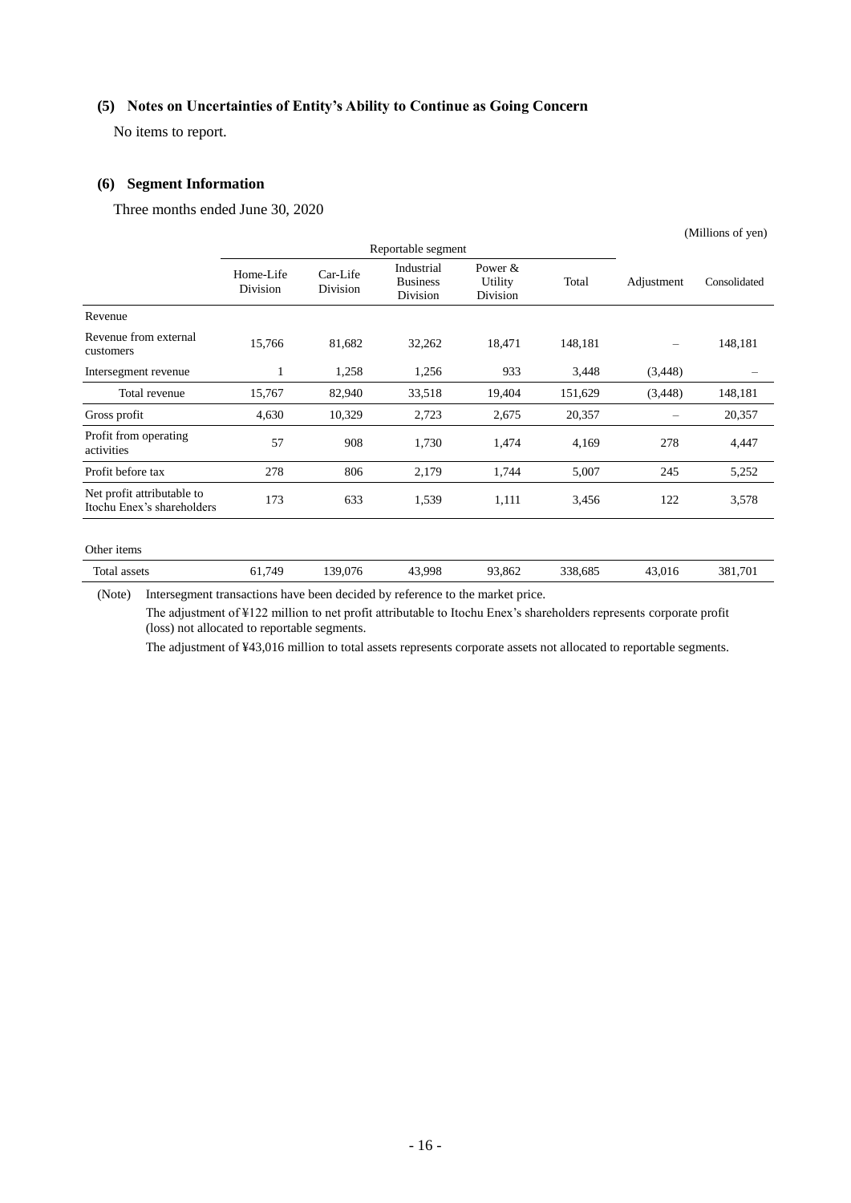### (5) Notes on Uncertainties of Entity's Ability to Continue as Going Concern

No items to report.

### (6) Segment Information

Three months ended June 30, 2020

(Millions of yen)

| | Reportable segment | | | | | | |
|---|---|---|---|---|---|---|---|
| | Home-Life Division | Car-Life Division | Industrial Business Division | Power & Utility Division | Total | Adjustment | Consolidated |
| Revenue | | | | | | | |
| Revenue from external customers | 15,766 | 81,682 | 32,262 | 18,471 | 148,181 | – | 148,181 |
| Intersegment revenue | 1 | 1,258 | 1,256 | 933 | 3,448 | (3,448) | – |
| Total revenue | 15,767 | 82,940 | 33,518 | 19,404 | 151,629 | (3,448) | 148,181 |
| Gross profit | 4,630 | 10,329 | 2,723 | 2,675 | 20,357 | – | 20,357 |
| Profit from operating activities | 57 | 908 | 1,730 | 1,474 | 4,169 | 278 | 4,447 |
| Profit before tax | 278 | 806 | 2,179 | 1,744 | 5,007 | 245 | 5,252 |
| Net profit attributable to Itochu Enex's shareholders | 173 | 633 | 1,539 | 1,111 | 3,456 | 122 | 3,578 |
| Other items | | | | | | | |
| Total assets | 61,749 | 139,076 | 43,998 | 93,862 | 338,685 | 43,016 | 381,701 |

(Note) Intersegment transactions have been decided by reference to the market price.

The adjustment of ¥122 million to net profit attributable to Itochu Enex's shareholders represents corporate profit (loss) not allocated to reportable segments.

The adjustment of ¥43,016 million to total assets represents corporate assets not allocated to reportable segments.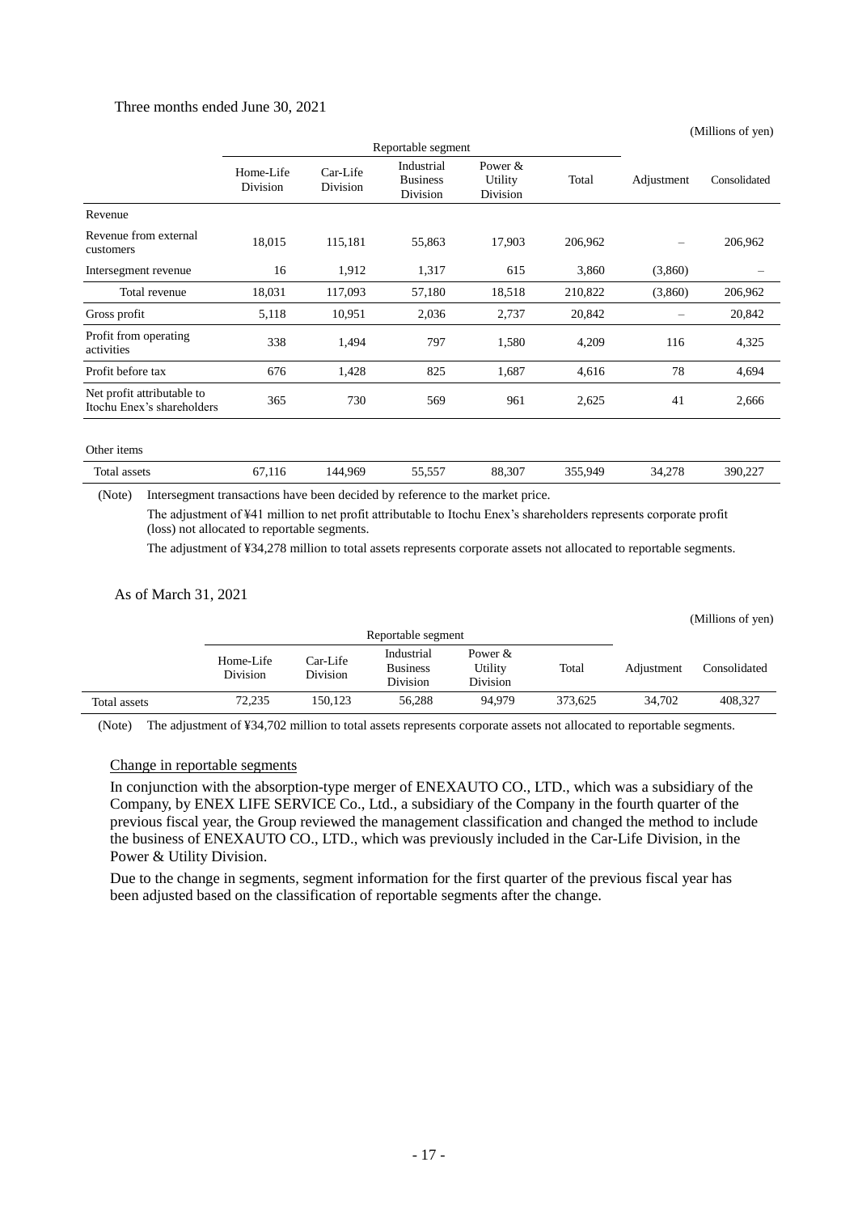Three months ended June 30, 2021

(Millions of yen)

| | Reportable segment | | | | | Adjustment | Consolidated |
|---|---|---|---|---|---|---|---|
| | Home-Life Division | Car-Life Division | Industrial Business Division | Power & Utility Division | Total | | |
| Revenue | | | | | | | |
| Revenue from external customers | 18,015 | 115,181 | 55,863 | 17,903 | 206,962 | – | 206,962 |
| Intersegment revenue | 16 | 1,912 | 1,317 | 615 | 3,860 | (3,860) | – |
| Total revenue | 18,031 | 117,093 | 57,180 | 18,518 | 210,822 | (3,860) | 206,962 |
| Gross profit | 5,118 | 10,951 | 2,036 | 2,737 | 20,842 | – | 20,842 |
| Profit from operating activities | 338 | 1,494 | 797 | 1,580 | 4,209 | 116 | 4,325 |
| Profit before tax | 676 | 1,428 | 825 | 1,687 | 4,616 | 78 | 4,694 |
| Net profit attributable to Itochu Enex's shareholders | 365 | 730 | 569 | 961 | 2,625 | 41 | 2,666 |
| Other items | | | | | | | |
| Total assets | 67,116 | 144,969 | 55,557 | 88,307 | 355,949 | 34,278 | 390,227 |

(Note) Intersegment transactions have been decided by reference to the market price.

The adjustment of ¥41 million to net profit attributable to Itochu Enex's shareholders represents corporate profit (loss) not allocated to reportable segments.

The adjustment of ¥34,278 million to total assets represents corporate assets not allocated to reportable segments.

As of March 31, 2021

(Millions of yen)

| | Reportable segment | | | | | Adjustment | Consolidated |
|---|---|---|---|---|---|---|---|
| | Home-Life Division | Car-Life Division | Industrial Business Division | Power & Utility Division | Total | | |
| Total assets | 72,235 | 150,123 | 56,288 | 94,979 | 373,625 | 34,702 | 408,327 |

(Note) The adjustment of ¥34,702 million to total assets represents corporate assets not allocated to reportable segments.

Change in reportable segments

In conjunction with the absorption-type merger of ENEXAUTO CO., LTD., which was a subsidiary of the Company, by ENEX LIFE SERVICE Co., Ltd., a subsidiary of the Company in the fourth quarter of the previous fiscal year, the Group reviewed the management classification and changed the method to include the business of ENEXAUTO CO., LTD., which was previously included in the Car-Life Division, in the Power & Utility Division.

Due to the change in segments, segment information for the first quarter of the previous fiscal year has been adjusted based on the classification of reportable segments after the change.